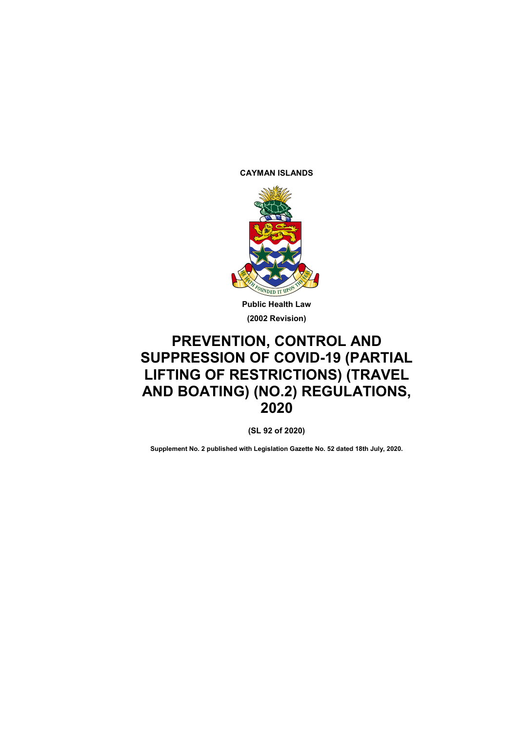**CAYMAN ISLANDS**

**Public Health Law**

**(2002 Revision)**

# PREVENTION, CONTROL AND SUPPRESSION OF COVID-19 (PARTIAL LIFTING OF RESTRICTIONS) (TRAVEL AND BOATING) (NO.2) REGULATIONS, 2020

**(SL 92 of 2020)**

**Supplement No. 2 published with Legislation Gazette No. 52 dated 18th July, 2020.**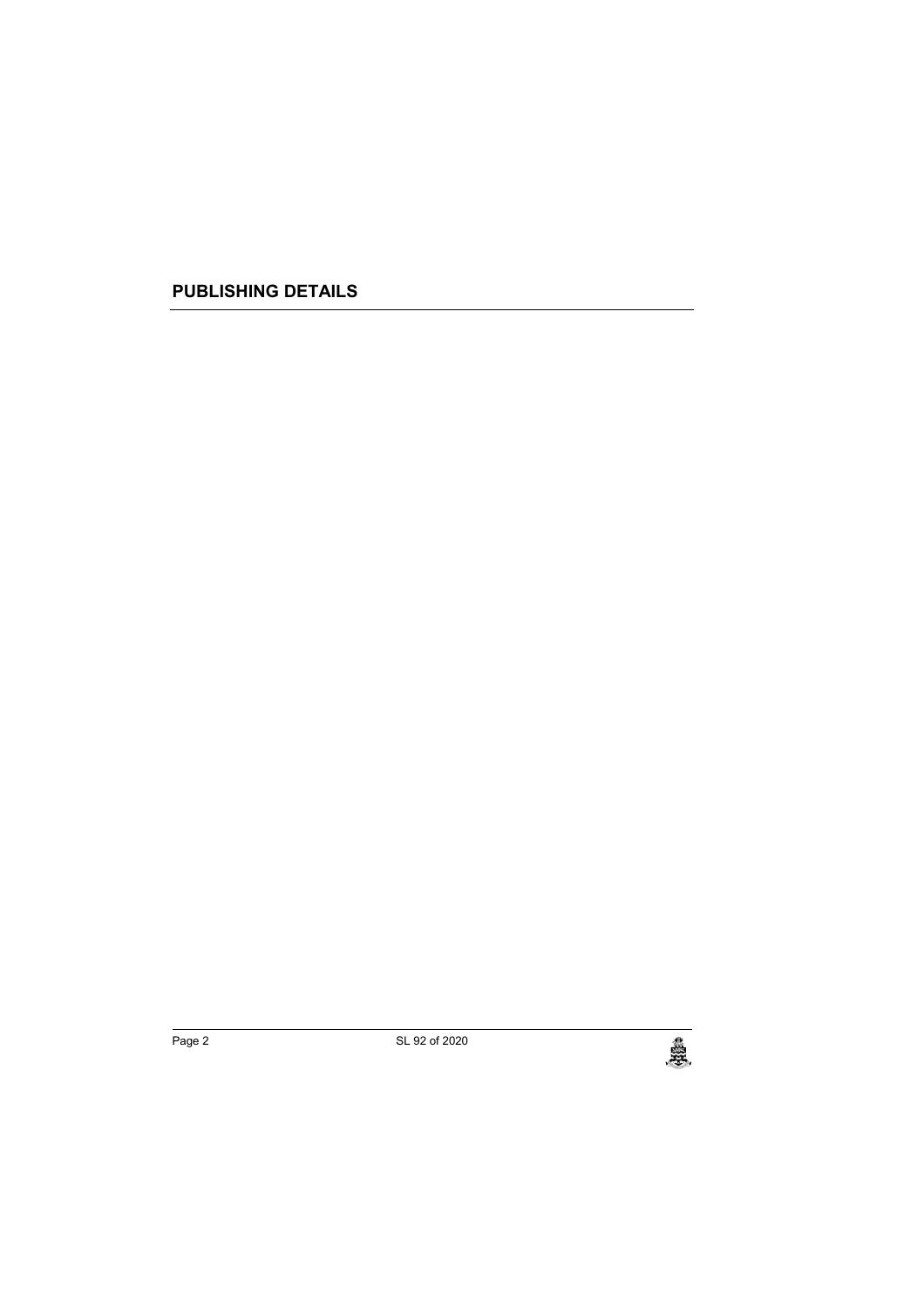## PUBLISHING DETAILS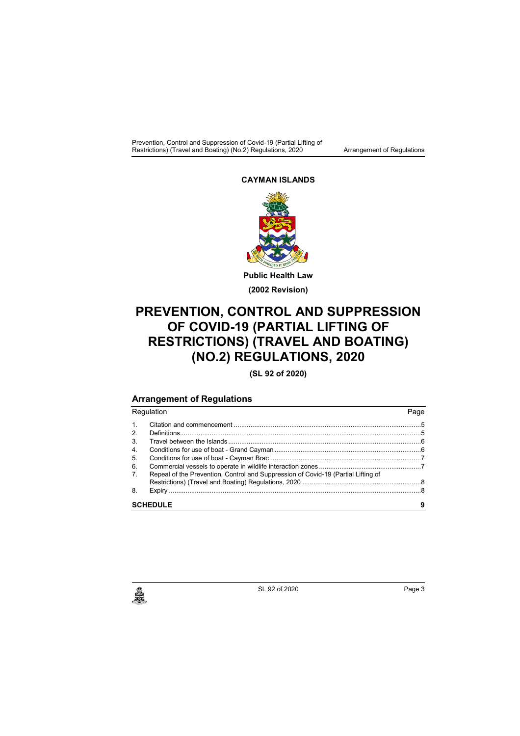**CAYMAN ISLANDS**

**Public Health Law**

**(2002 Revision)**

# PREVENTION, CONTROL AND SUPPRESSION OF COVID-19 (PARTIAL LIFTING OF RESTRICTIONS) (TRAVEL AND BOATING) (NO.2) REGULATIONS, 2020

**(SL 92 of 2020)**

## Arrangement of Regulations

| Regulation | | Page |
|---|---|---|
| 1. | Citation and commencement | 5 |
| 2. | Definitions | 5 |
| 3. | Travel between the Islands | 6 |
| 4. | Conditions for use of boat - Grand Cayman | 6 |
| 5. | Conditions for use of boat - Cayman Brac | 7 |
| 6. | Commercial vessels to operate in wildlife interaction zones | 7 |
| 7. | Repeal of the Prevention, Control and Suppression of Covid-19 (Partial Lifting of Restrictions) (Travel and Boating) Regulations, 2020 | 8 |
| 8. | Expiry | 8 |
| **SCHEDULE** | | **9** |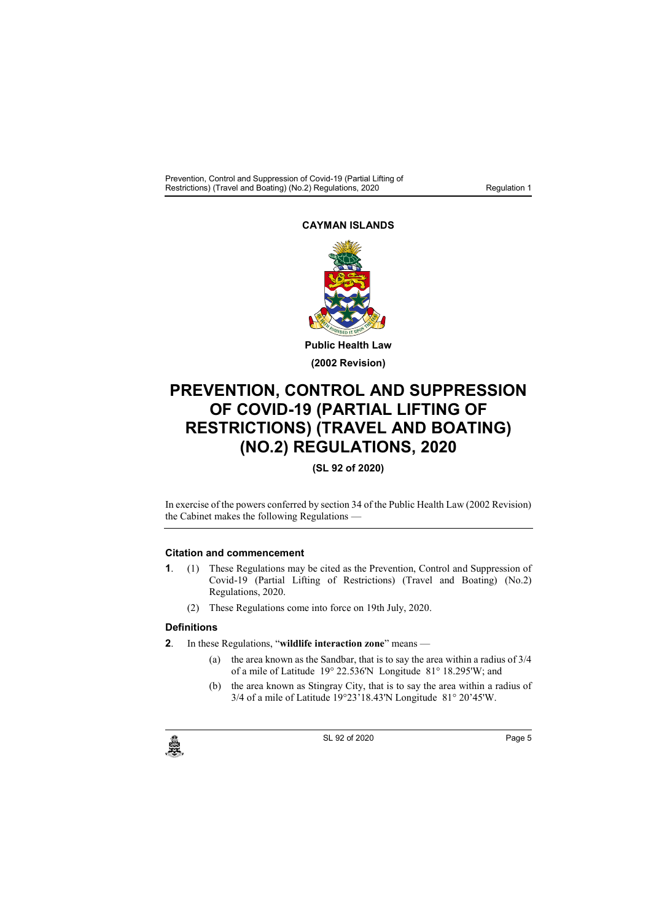**CAYMAN ISLANDS**

**Public Health Law**

**(2002 Revision)**

# PREVENTION, CONTROL AND SUPPRESSION OF COVID-19 (PARTIAL LIFTING OF RESTRICTIONS) (TRAVEL AND BOATING) (NO.2) REGULATIONS, 2020

**(SL 92 of 2020)**

In exercise of the powers conferred by section 34 of the Public Health Law (2002 Revision) the Cabinet makes the following Regulations —

### Citation and commencement

**1**. (1) These Regulations may be cited as the Prevention, Control and Suppression of Covid-19 (Partial Lifting of Restrictions) (Travel and Boating) (No.2) Regulations, 2020.

(2) These Regulations come into force on 19th July, 2020.

### Definitions

**2**. In these Regulations, "**wildlife interaction zone**" means —

(a) the area known as the Sandbar, that is to say the area within a radius of 3/4 of a mile of Latitude 19° 22.536'N Longitude 81° 18.295'W; and

(b) the area known as Stingray City, that is to say the area within a radius of 3/4 of a mile of Latitude 19°23'18.43'N Longitude 81° 20'45'W.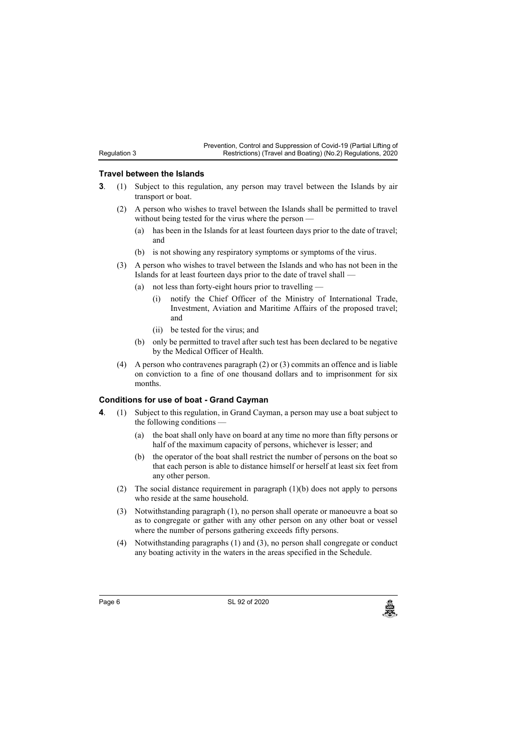### Travel between the Islands

**3**. (1) Subject to this regulation, any person may travel between the Islands by air transport or boat.

(2) A person who wishes to travel between the Islands shall be permitted to travel without being tested for the virus where the person —

- (a) has been in the Islands for at least fourteen days prior to the date of travel; and
- (b) is not showing any respiratory symptoms or symptoms of the virus.

(3) A person who wishes to travel between the Islands and who has not been in the Islands for at least fourteen days prior to the date of travel shall —

- (a) not less than forty-eight hours prior to travelling —
  - (i) notify the Chief Officer of the Ministry of International Trade, Investment, Aviation and Maritime Affairs of the proposed travel; and
  - (ii) be tested for the virus; and
- (b) only be permitted to travel after such test has been declared to be negative by the Medical Officer of Health.

(4) A person who contravenes paragraph (2) or (3) commits an offence and is liable on conviction to a fine of one thousand dollars and to imprisonment for six months.

### Conditions for use of boat - Grand Cayman

**4**. (1) Subject to this regulation, in Grand Cayman, a person may use a boat subject to the following conditions —

- (a) the boat shall only have on board at any time no more than fifty persons or half of the maximum capacity of persons, whichever is lesser; and
- (b) the operator of the boat shall restrict the number of persons on the boat so that each person is able to distance himself or herself at least six feet from any other person.

(2) The social distance requirement in paragraph (1)(b) does not apply to persons who reside at the same household.

(3) Notwithstanding paragraph (1), no person shall operate or manoeuvre a boat so as to congregate or gather with any other person on any other boat or vessel where the number of persons gathering exceeds fifty persons.

(4) Notwithstanding paragraphs (1) and (3), no person shall congregate or conduct any boating activity in the waters in the areas specified in the Schedule.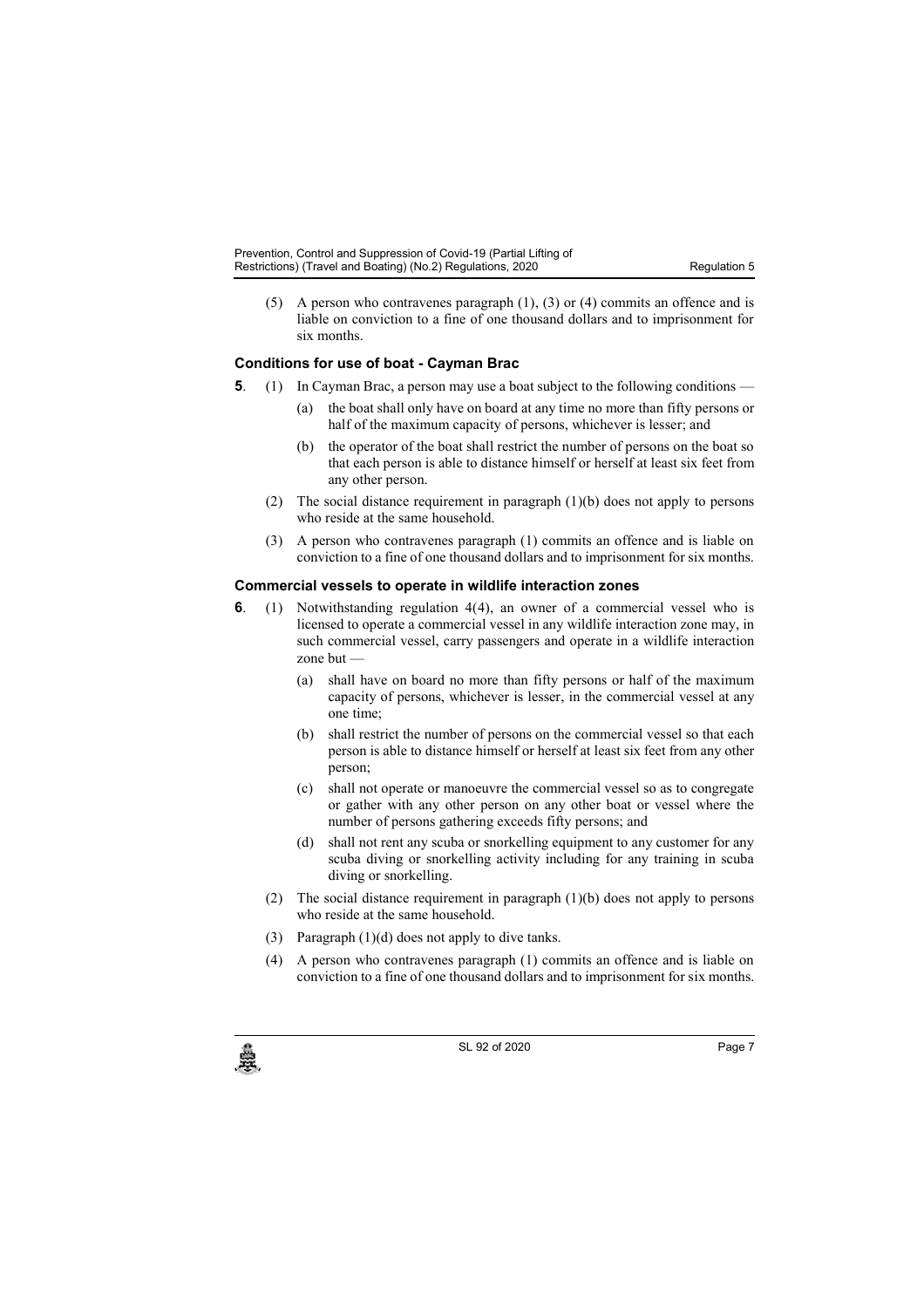(5) A person who contravenes paragraph (1), (3) or (4) commits an offence and is liable on conviction to a fine of one thousand dollars and to imprisonment for six months.

### Conditions for use of boat - Cayman Brac

**5**. (1) In Cayman Brac, a person may use a boat subject to the following conditions —

(a) the boat shall only have on board at any time no more than fifty persons or half of the maximum capacity of persons, whichever is lesser; and

(b) the operator of the boat shall restrict the number of persons on the boat so that each person is able to distance himself or herself at least six feet from any other person.

(2) The social distance requirement in paragraph (1)(b) does not apply to persons who reside at the same household.

(3) A person who contravenes paragraph (1) commits an offence and is liable on conviction to a fine of one thousand dollars and to imprisonment for six months.

### Commercial vessels to operate in wildlife interaction zones

**6**. (1) Notwithstanding regulation 4(4), an owner of a commercial vessel who is licensed to operate a commercial vessel in any wildlife interaction zone may, in such commercial vessel, carry passengers and operate in a wildlife interaction zone but —

(a) shall have on board no more than fifty persons or half of the maximum capacity of persons, whichever is lesser, in the commercial vessel at any one time;

(b) shall restrict the number of persons on the commercial vessel so that each person is able to distance himself or herself at least six feet from any other person;

(c) shall not operate or manoeuvre the commercial vessel so as to congregate or gather with any other person on any other boat or vessel where the number of persons gathering exceeds fifty persons; and

(d) shall not rent any scuba or snorkelling equipment to any customer for any scuba diving or snorkelling activity including for any training in scuba diving or snorkelling.

(2) The social distance requirement in paragraph (1)(b) does not apply to persons who reside at the same household.

(3) Paragraph (1)(d) does not apply to dive tanks.

(4) A person who contravenes paragraph (1) commits an offence and is liable on conviction to a fine of one thousand dollars and to imprisonment for six months.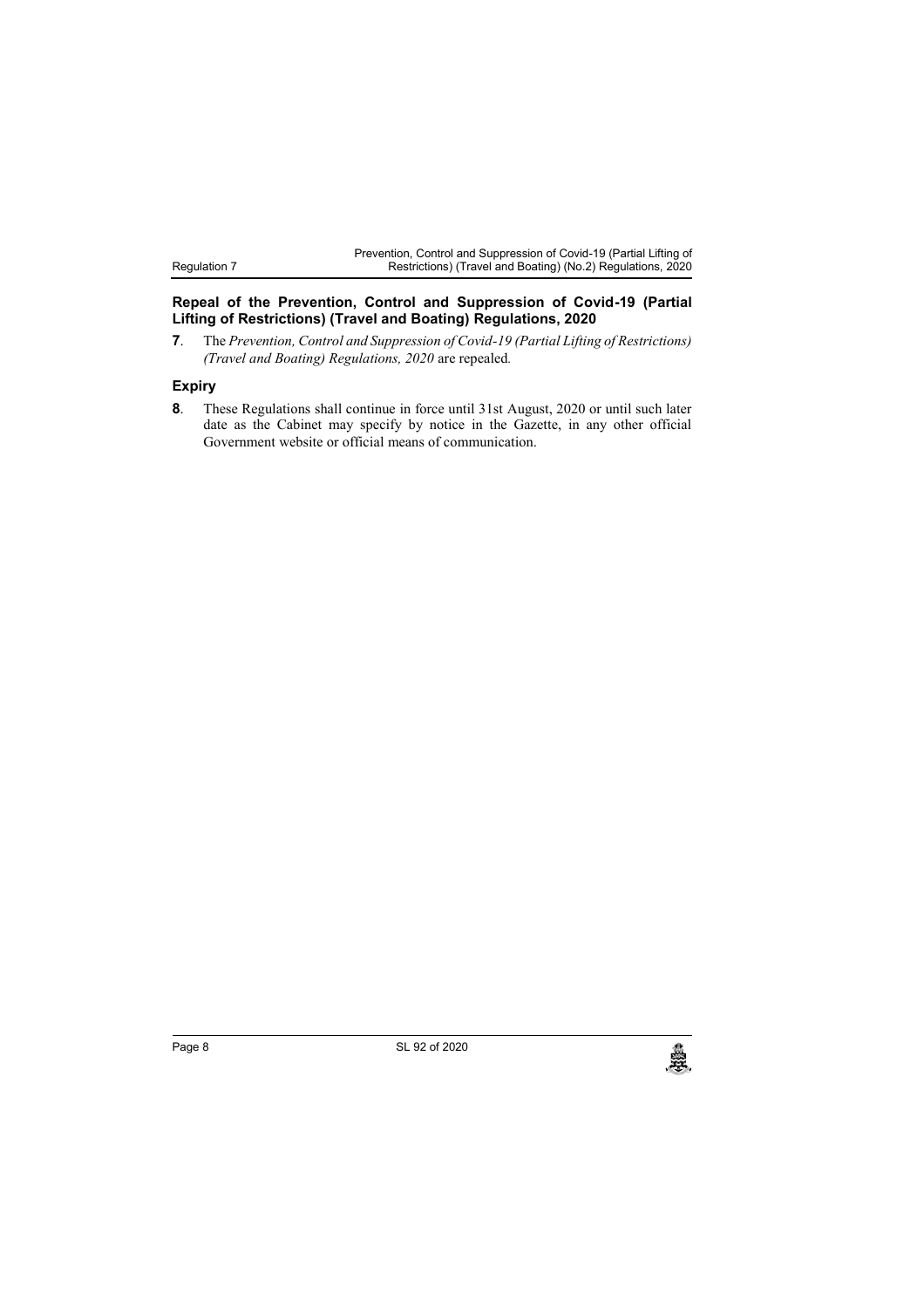### Repeal of the Prevention, Control and Suppression of Covid-19 (Partial Lifting of Restrictions) (Travel and Boating) Regulations, 2020

**7**. The *Prevention, Control and Suppression of Covid-19 (Partial Lifting of Restrictions) (Travel and Boating) Regulations, 2020* are repealed.

### Expiry

**8**. These Regulations shall continue in force until 31st August, 2020 or until such later date as the Cabinet may specify by notice in the Gazette, in any other official Government website or official means of communication.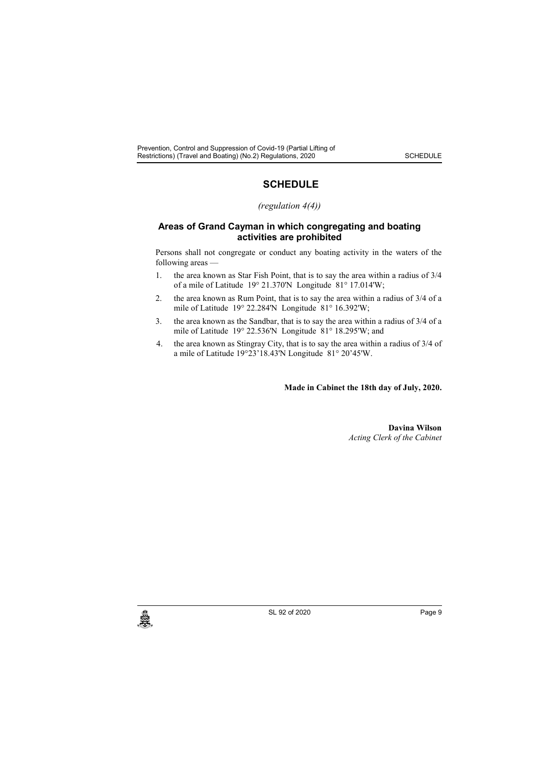# SCHEDULE

*(regulation 4(4))*

## Areas of Grand Cayman in which congregating and boating activities are prohibited

Persons shall not congregate or conduct any boating activity in the waters of the following areas —

1. the area known as Star Fish Point, that is to say the area within a radius of 3/4 of a mile of Latitude 19° 21.370'N Longitude 81° 17.014'W;
2. the area known as Rum Point, that is to say the area within a radius of 3/4 of a mile of Latitude 19° 22.284'N Longitude 81° 16.392'W;
3. the area known as the Sandbar, that is to say the area within a radius of 3/4 of a mile of Latitude 19° 22.536'N Longitude 81° 18.295'W; and
4. the area known as Stingray City, that is to say the area within a radius of 3/4 of a mile of Latitude 19°23'18.43'N Longitude 81° 20'45'W.

**Made in Cabinet the 18th day of July, 2020.**

**Davina Wilson**
*Acting Clerk of the Cabinet*